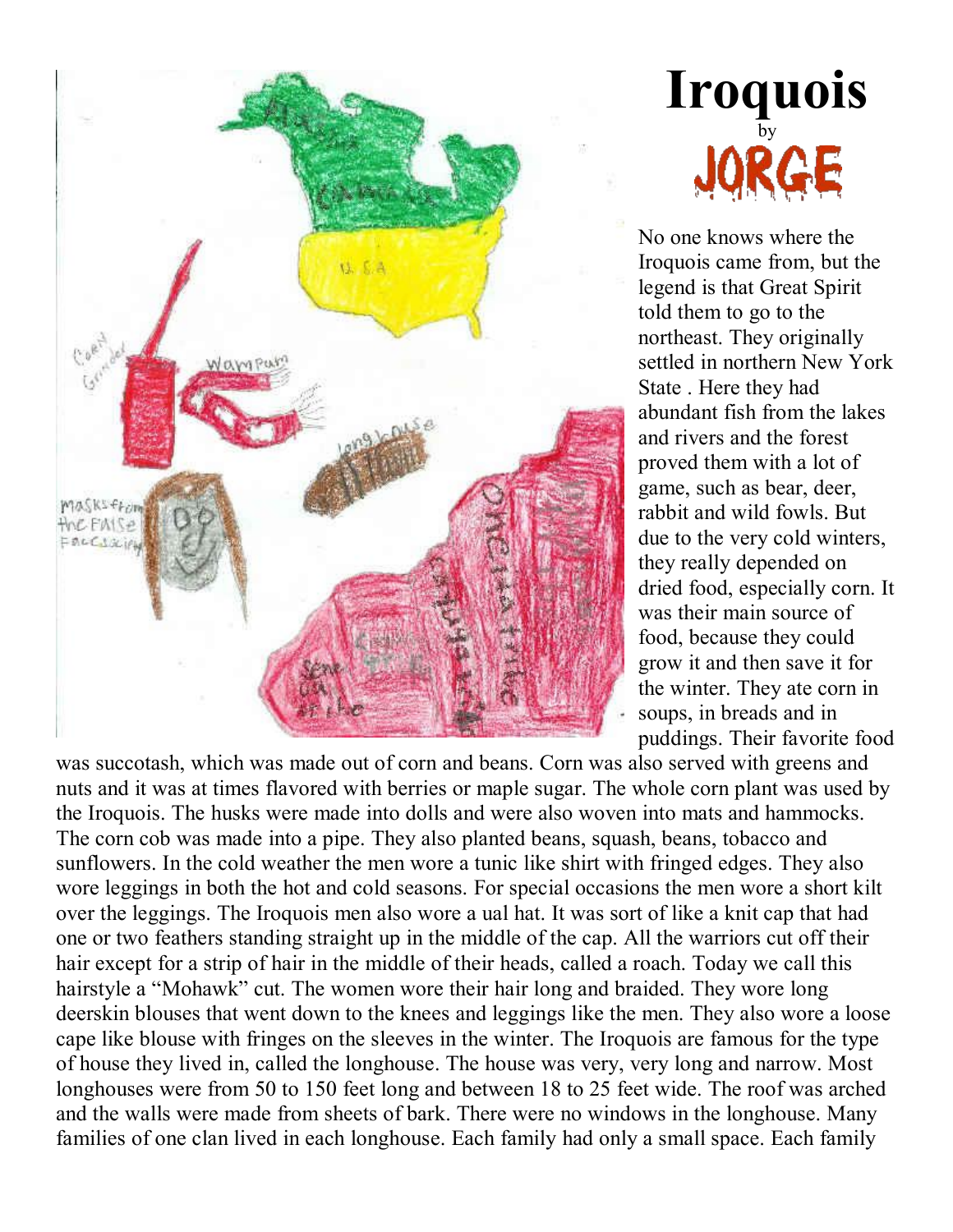# Iroquois

by

JORGE

No one knows where the Iroquois came from, but the legend is that Great Spirit told them to go to the northeast. They originally settled in northern New York State . Here they had abundant fish from the lakes and rivers and the forest proved them with a lot of game, such as bear, deer, rabbit and wild fowls. But due to the very cold winters, they really depended on dried food, especially corn. It was their main source of food, because they could grow it and then save it for the winter. They ate corn in soups, in breads and in puddings. Their favorite food was succotash, which was made out of corn and beans. Corn was also served with greens and nuts and it was at times flavored with berries or maple sugar. The whole corn plant was used by the Iroquois. The husks were made into dolls and were also woven into mats and hammocks. The corn cob was made into a pipe. They also planted beans, squash, beans, tobacco and sunflowers. In the cold weather the men wore a tunic like shirt with fringed edges. They also wore leggings in both the hot and cold seasons. For special occasions the men wore a short kilt over the leggings. The Iroquois men also wore a ual hat. It was sort of like a knit cap that had one or two feathers standing straight up in the middle of the cap. All the warriors cut off their hair except for a strip of hair in the middle of their heads, called a roach. Today we call this hairstyle a "Mohawk" cut. The women wore their hair long and braided. They wore long deerskin blouses that went down to the knees and leggings like the men. They also wore a loose cape like blouse with fringes on the sleeves in the winter. The Iroquois are famous for the type of house they lived in, called the longhouse. The house was very, very long and narrow. Most longhouses were from 50 to 150 feet long and between 18 to 25 feet wide. The roof was arched and the walls were made from sheets of bark. There were no windows in the longhouse. Many families of one clan lived in each longhouse. Each family had only a small space. Each family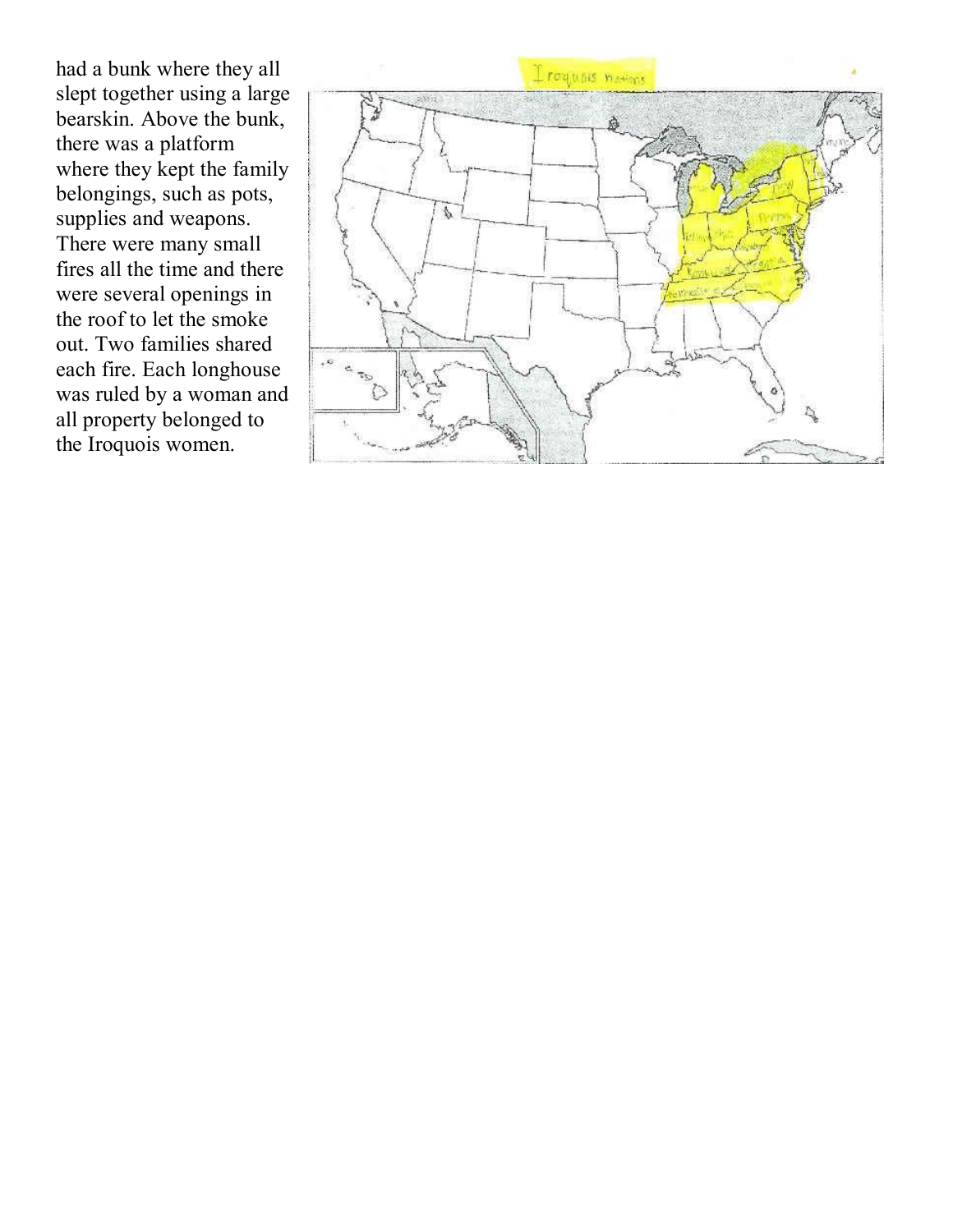had a bunk where they all slept together using a large bearskin. Above the bunk, there was a platform where they kept the family belongings, such as pots, supplies and weapons. There were many small fires all the time and there were several openings in the roof to let the smoke out. Two families shared each fire. Each longhouse was ruled by a woman and all property belonged to the Iroquois women.

Iroquois nations